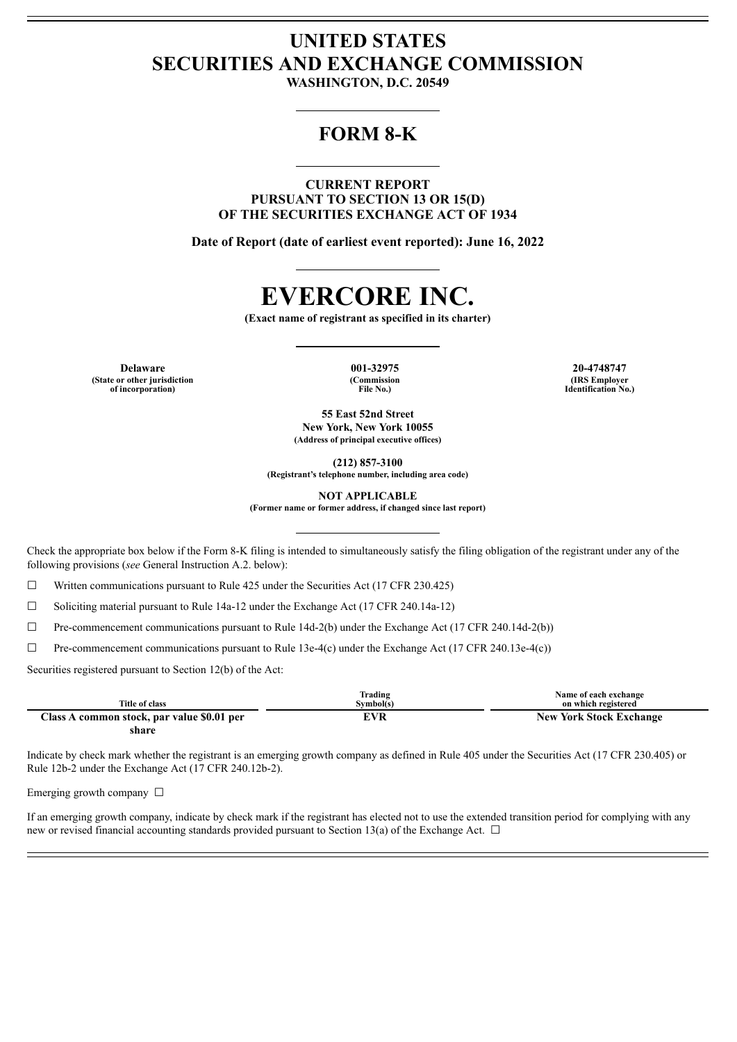# UNITED STATES
# SECURITIES AND EXCHANGE COMMISSION

**WASHINGTON, D.C. 20549**

## FORM 8-K

**CURRENT REPORT**
**PURSUANT TO SECTION 13 OR 15(D)**
**OF THE SECURITIES EXCHANGE ACT OF 1934**

**Date of Report (date of earliest event reported): June 16, 2022**

# EVERCORE INC.

**(Exact name of registrant as specified in its charter)**

| **Delaware** | **001-32975** | **20-4748747** |
|---|---|---|
| **(State or other jurisdiction of incorporation)** | **(Commission File No.)** | **(IRS Employer Identification No.)** |

**55 East 52nd Street**
**New York, New York 10055**
**(Address of principal executive offices)**

**(212) 857-3100**
**(Registrant's telephone number, including area code)**

**NOT APPLICABLE**
**(Former name or former address, if changed since last report)**

Check the appropriate box below if the Form 8-K filing is intended to simultaneously satisfy the filing obligation of the registrant under any of the following provisions (*see* General Instruction A.2. below):

☐ Written communications pursuant to Rule 425 under the Securities Act (17 CFR 230.425)

☐ Soliciting material pursuant to Rule 14a-12 under the Exchange Act (17 CFR 240.14a-12)

☐ Pre-commencement communications pursuant to Rule 14d-2(b) under the Exchange Act (17 CFR 240.14d-2(b))

☐ Pre-commencement communications pursuant to Rule 13e-4(c) under the Exchange Act (17 CFR 240.13e-4(c))

Securities registered pursuant to Section 12(b) of the Act:

| Title of class | Trading Symbol(s) | Name of each exchange on which registered |
|---|---|---|
| **Class A common stock, par value $0.01 per share** | **EVR** | **New York Stock Exchange** |

Indicate by check mark whether the registrant is an emerging growth company as defined in Rule 405 under the Securities Act (17 CFR 230.405) or Rule 12b-2 under the Exchange Act (17 CFR 240.12b-2).

Emerging growth company ☐

If an emerging growth company, indicate by check mark if the registrant has elected not to use the extended transition period for complying with any new or revised financial accounting standards provided pursuant to Section 13(a) of the Exchange Act. ☐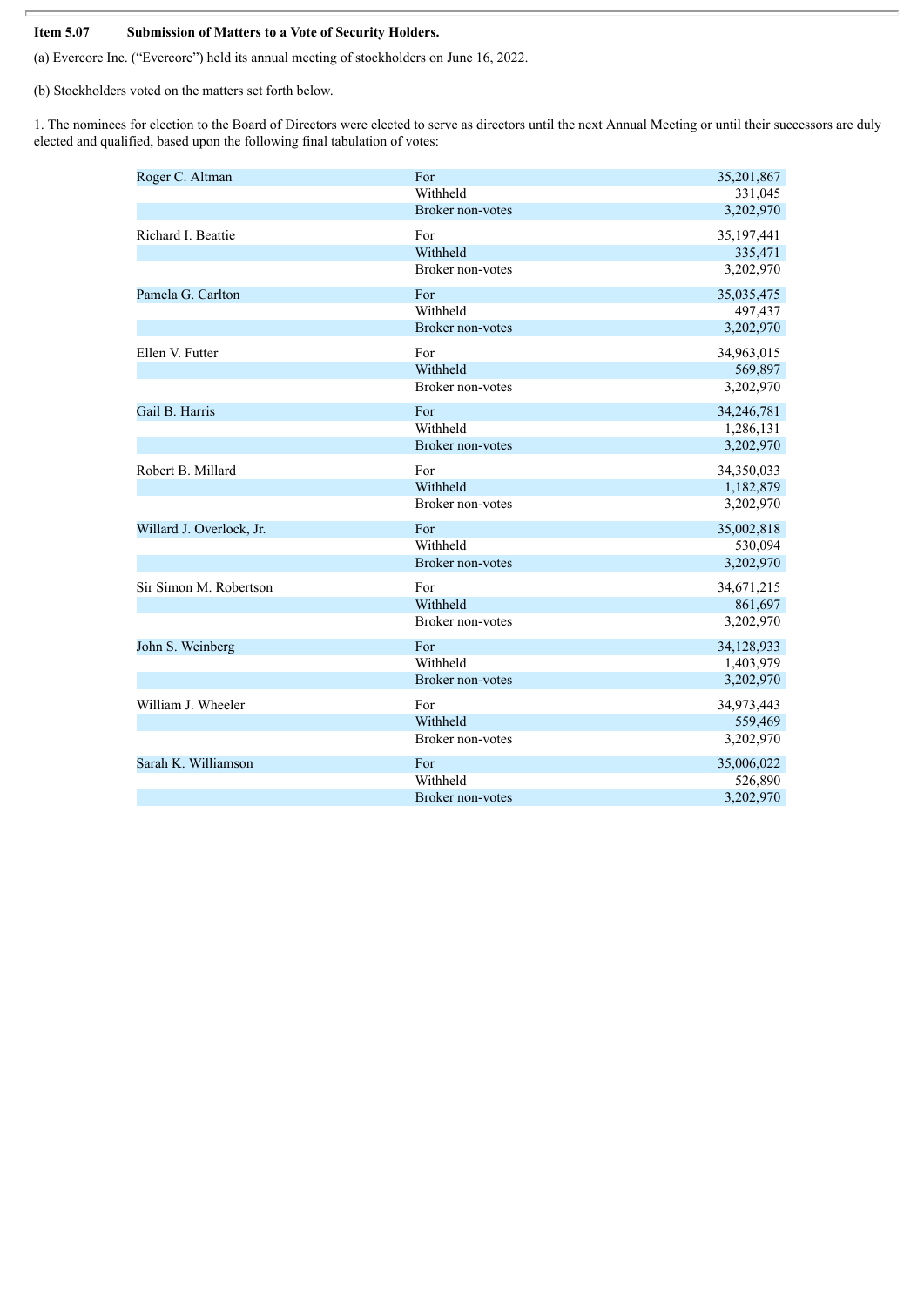**Item 5.07 Submission of Matters to a Vote of Security Holders.**

(a) Evercore Inc. ("Evercore") held its annual meeting of stockholders on June 16, 2022.

(b) Stockholders voted on the matters set forth below.

1. The nominees for election to the Board of Directors were elected to serve as directors until the next Annual Meeting or until their successors are duly elected and qualified, based upon the following final tabulation of votes:

| | | |
|---|---|---|
| Roger C. Altman | For | 35,201,867 |
| | Withheld | 331,045 |
| | Broker non-votes | 3,202,970 |
| Richard I. Beattie | For | 35,197,441 |
| | Withheld | 335,471 |
| | Broker non-votes | 3,202,970 |
| Pamela G. Carlton | For | 35,035,475 |
| | Withheld | 497,437 |
| | Broker non-votes | 3,202,970 |
| Ellen V. Futter | For | 34,963,015 |
| | Withheld | 569,897 |
| | Broker non-votes | 3,202,970 |
| Gail B. Harris | For | 34,246,781 |
| | Withheld | 1,286,131 |
| | Broker non-votes | 3,202,970 |
| Robert B. Millard | For | 34,350,033 |
| | Withheld | 1,182,879 |
| | Broker non-votes | 3,202,970 |
| Willard J. Overlock, Jr. | For | 35,002,818 |
| | Withheld | 530,094 |
| | Broker non-votes | 3,202,970 |
| Sir Simon M. Robertson | For | 34,671,215 |
| | Withheld | 861,697 |
| | Broker non-votes | 3,202,970 |
| John S. Weinberg | For | 34,128,933 |
| | Withheld | 1,403,979 |
| | Broker non-votes | 3,202,970 |
| William J. Wheeler | For | 34,973,443 |
| | Withheld | 559,469 |
| | Broker non-votes | 3,202,970 |
| Sarah K. Williamson | For | 35,006,022 |
| | Withheld | 526,890 |
| | Broker non-votes | 3,202,970 |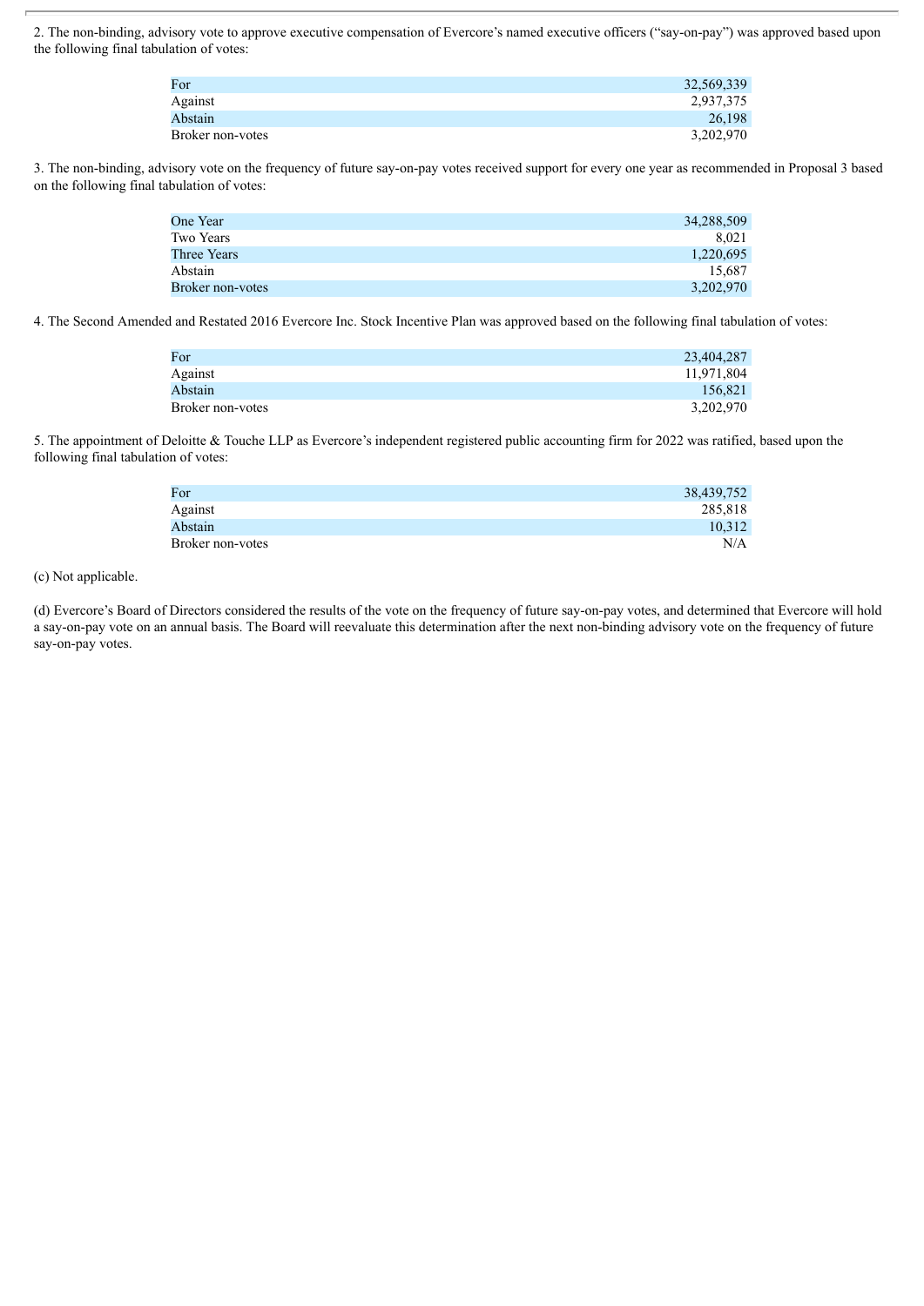2. The non-binding, advisory vote to approve executive compensation of Evercore's named executive officers ("say-on-pay") was approved based upon the following final tabulation of votes:

| | |
|---|---|
| For | 32,569,339 |
| Against | 2,937,375 |
| Abstain | 26,198 |
| Broker non-votes | 3,202,970 |

3. The non-binding, advisory vote on the frequency of future say-on-pay votes received support for every one year as recommended in Proposal 3 based on the following final tabulation of votes:

| | |
|---|---|
| One Year | 34,288,509 |
| Two Years | 8,021 |
| Three Years | 1,220,695 |
| Abstain | 15,687 |
| Broker non-votes | 3,202,970 |

4. The Second Amended and Restated 2016 Evercore Inc. Stock Incentive Plan was approved based on the following final tabulation of votes:

| | |
|---|---|
| For | 23,404,287 |
| Against | 11,971,804 |
| Abstain | 156,821 |
| Broker non-votes | 3,202,970 |

5. The appointment of Deloitte & Touche LLP as Evercore's independent registered public accounting firm for 2022 was ratified, based upon the following final tabulation of votes:

| | |
|---|---|
| For | 38,439,752 |
| Against | 285,818 |
| Abstain | 10,312 |
| Broker non-votes | N/A |

(c) Not applicable.

(d) Evercore's Board of Directors considered the results of the vote on the frequency of future say-on-pay votes, and determined that Evercore will hold a say-on-pay vote on an annual basis. The Board will reevaluate this determination after the next non-binding advisory vote on the frequency of future say-on-pay votes.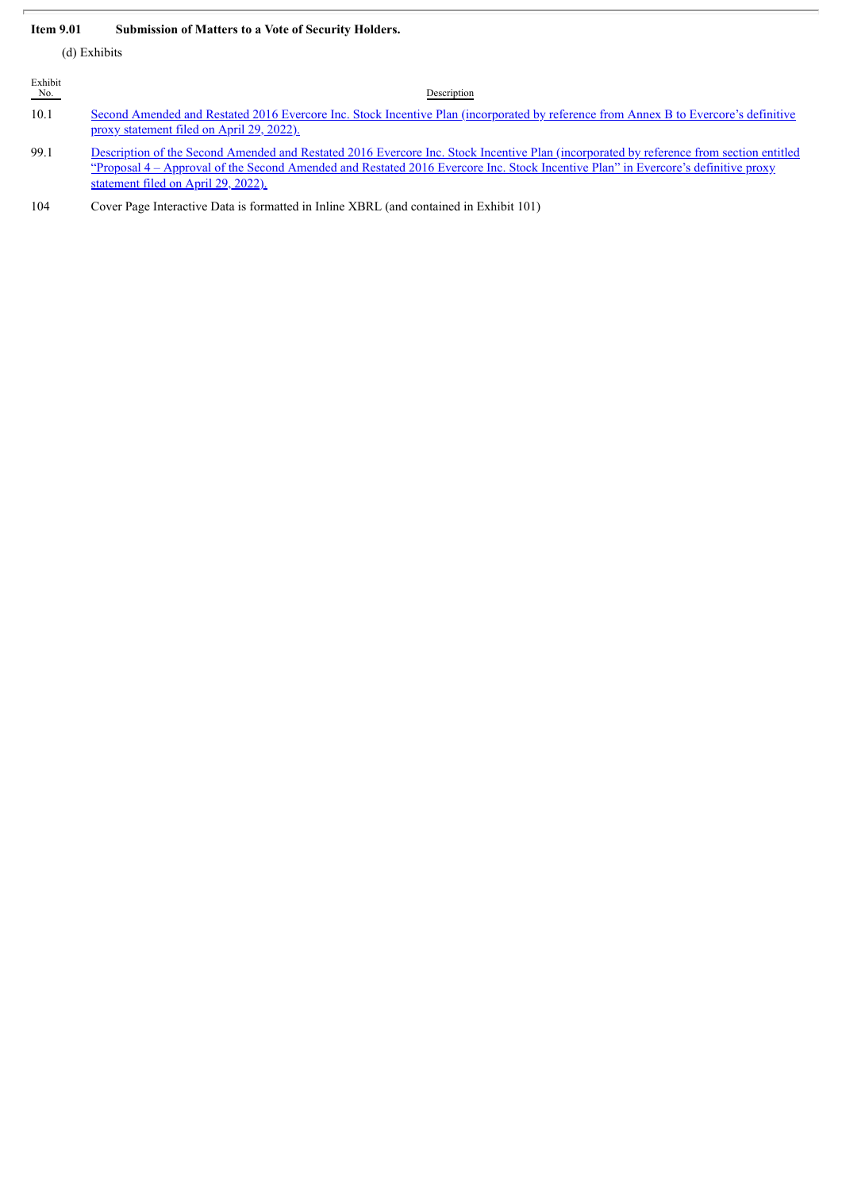**Item 9.01 Submission of Matters to a Vote of Security Holders.**

(d) Exhibits

| Exhibit No. | Description |
|---|---|
| 10.1 | Second Amended and Restated 2016 Evercore Inc. Stock Incentive Plan (incorporated by reference from Annex B to Evercore's definitive proxy statement filed on April 29, 2022). |
| 99.1 | Description of the Second Amended and Restated 2016 Evercore Inc. Stock Incentive Plan (incorporated by reference from section entitled "Proposal 4 – Approval of the Second Amended and Restated 2016 Evercore Inc. Stock Incentive Plan" in Evercore's definitive proxy statement filed on April 29, 2022). |
| 104 | Cover Page Interactive Data is formatted in Inline XBRL (and contained in Exhibit 101) |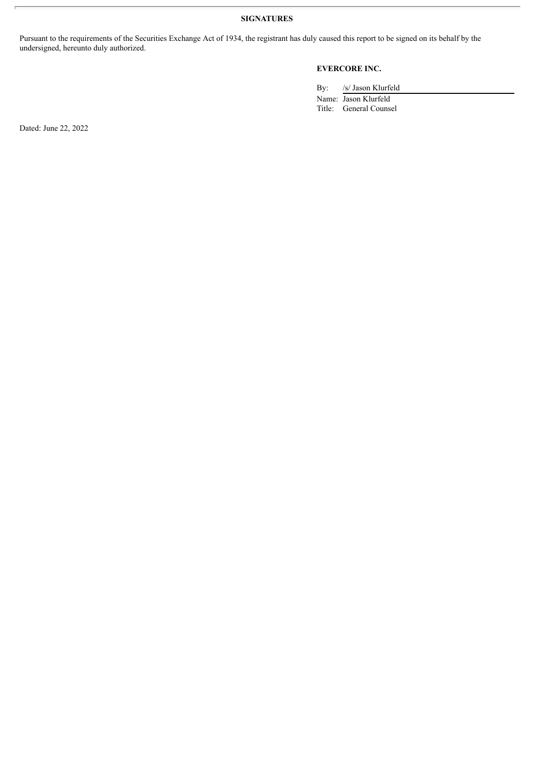**SIGNATURES**

Pursuant to the requirements of the Securities Exchange Act of 1934, the registrant has duly caused this report to be signed on its behalf by the undersigned, hereunto duly authorized.

**EVERCORE INC.**

By: /s/ Jason Klurfeld

Name: Jason Klurfeld

Title: General Counsel

Dated: June 22, 2022